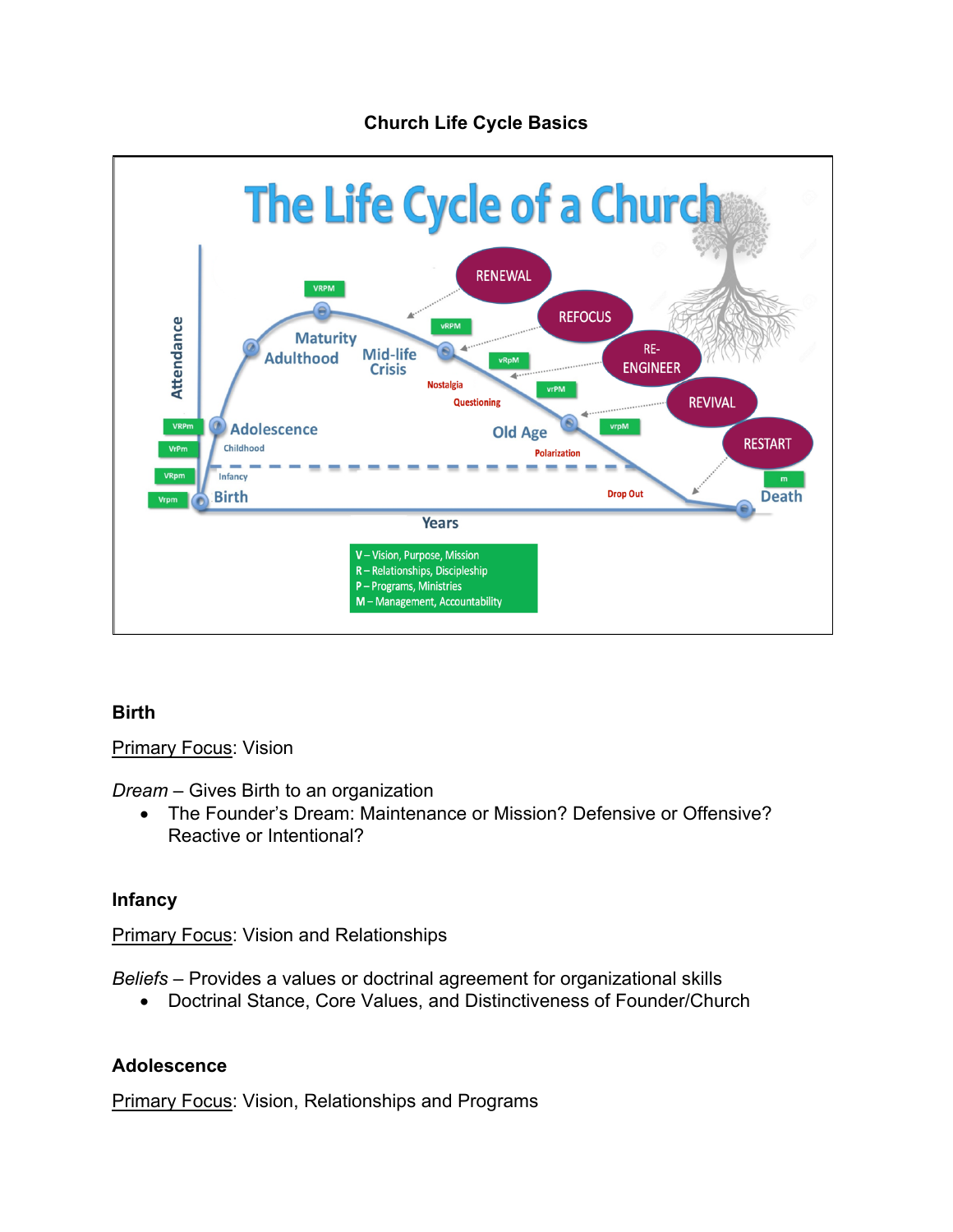# Church Life Cycle Basics

## Birth

Primary Focus: Vision

*Dream* – Gives Birth to an organization

- The Founder's Dream: Maintenance or Mission? Defensive or Offensive? Reactive or Intentional?

## Infancy

Primary Focus: Vision and Relationships

*Beliefs* – Provides a values or doctrinal agreement for organizational skills

- Doctrinal Stance, Core Values, and Distinctiveness of Founder/Church

## Adolescence

Primary Focus: Vision, Relationships and Programs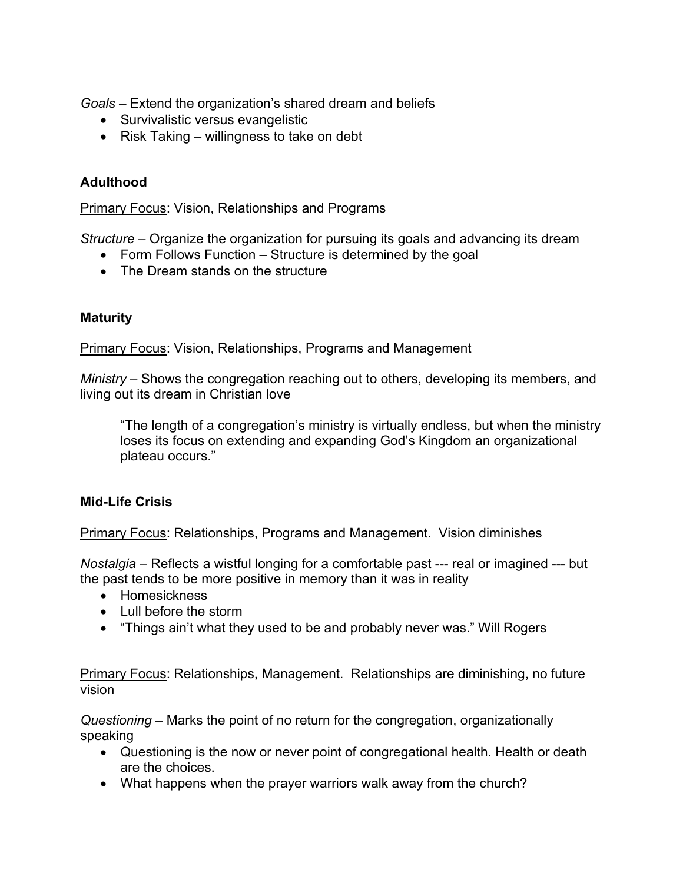*Goals* – Extend the organization's shared dream and beliefs

- Survivalistic versus evangelistic
- Risk Taking – willingness to take on debt

**Adulthood**

<u>Primary Focus</u>: Vision, Relationships and Programs

*Structure* – Organize the organization for pursuing its goals and advancing its dream

- Form Follows Function – Structure is determined by the goal
- The Dream stands on the structure

**Maturity**

<u>Primary Focus</u>: Vision, Relationships, Programs and Management

*Ministry* – Shows the congregation reaching out to others, developing its members, and living out its dream in Christian love

> "The length of a congregation's ministry is virtually endless, but when the ministry loses its focus on extending and expanding God's Kingdom an organizational plateau occurs."

**Mid-Life Crisis**

<u>Primary Focus</u>: Relationships, Programs and Management. Vision diminishes

*Nostalgia* – Reflects a wistful longing for a comfortable past --- real or imagined --- but the past tends to be more positive in memory than it was in reality

- Homesickness
- Lull before the storm
- "Things ain't what they used to be and probably never was." Will Rogers

<u>Primary Focus</u>: Relationships, Management. Relationships are diminishing, no future vision

*Questioning* – Marks the point of no return for the congregation, organizationally speaking

- Questioning is the now or never point of congregational health. Health or death are the choices.
- What happens when the prayer warriors walk away from the church?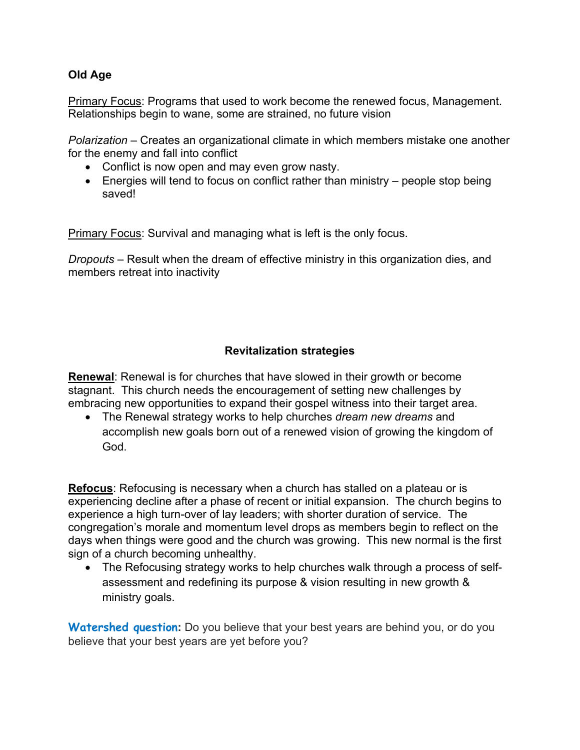**Old Age**

<u>Primary Focus</u>: Programs that used to work become the renewed focus, Management. Relationships begin to wane, some are strained, no future vision

*Polarization* – Creates an organizational climate in which members mistake one another for the enemy and fall into conflict

- Conflict is now open and may even grow nasty.
- Energies will tend to focus on conflict rather than ministry – people stop being saved!

<u>Primary Focus</u>: Survival and managing what is left is the only focus.

*Dropouts* – Result when the dream of effective ministry in this organization dies, and members retreat into inactivity

**Revitalization strategies**

**<u>Renewal</u>**: Renewal is for churches that have slowed in their growth or become stagnant. This church needs the encouragement of setting new challenges by embracing new opportunities to expand their gospel witness into their target area.

- The Renewal strategy works to help churches *dream new dreams* and accomplish new goals born out of a renewed vision of growing the kingdom of God.

**<u>Refocus</u>**: Refocusing is necessary when a church has stalled on a plateau or is experiencing decline after a phase of recent or initial expansion. The church begins to experience a high turn-over of lay leaders; with shorter duration of service. The congregation's morale and momentum level drops as members begin to reflect on the days when things were good and the church was growing. This new normal is the first sign of a church becoming unhealthy.

- The Refocusing strategy works to help churches walk through a process of self-assessment and redefining its purpose & vision resulting in new growth & ministry goals.

**Watershed question:** Do you believe that your best years are behind you, or do you believe that your best years are yet before you?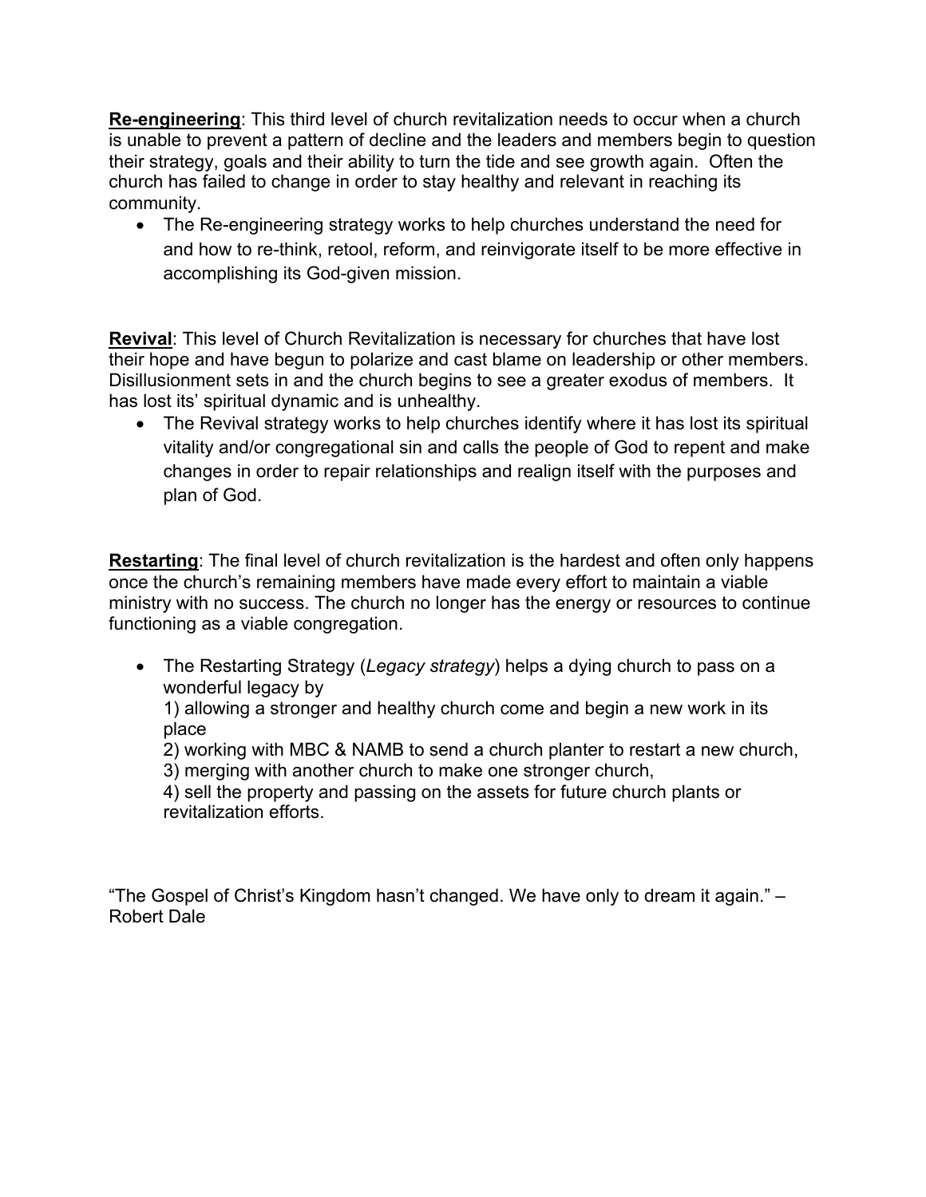**Re-engineering**: This third level of church revitalization needs to occur when a church is unable to prevent a pattern of decline and the leaders and members begin to question their strategy, goals and their ability to turn the tide and see growth again. Often the church has failed to change in order to stay healthy and relevant in reaching its community.

- The Re-engineering strategy works to help churches understand the need for and how to re-think, retool, reform, and reinvigorate itself to be more effective in accomplishing its God-given mission.

**Revival**: This level of Church Revitalization is necessary for churches that have lost their hope and have begun to polarize and cast blame on leadership or other members. Disillusionment sets in and the church begins to see a greater exodus of members. It has lost its' spiritual dynamic and is unhealthy.

- The Revival strategy works to help churches identify where it has lost its spiritual vitality and/or congregational sin and calls the people of God to repent and make changes in order to repair relationships and realign itself with the purposes and plan of God.

**Restarting**: The final level of church revitalization is the hardest and often only happens once the church's remaining members have made every effort to maintain a viable ministry with no success. The church no longer has the energy or resources to continue functioning as a viable congregation.

- The Restarting Strategy (*Legacy strategy*) helps a dying church to pass on a wonderful legacy by
  1) allowing a stronger and healthy church come and begin a new work in its place
  2) working with MBC & NAMB to send a church planter to restart a new church,
  3) merging with another church to make one stronger church,
  4) sell the property and passing on the assets for future church plants or revitalization efforts.

"The Gospel of Christ's Kingdom hasn't changed. We have only to dream it again." – Robert Dale